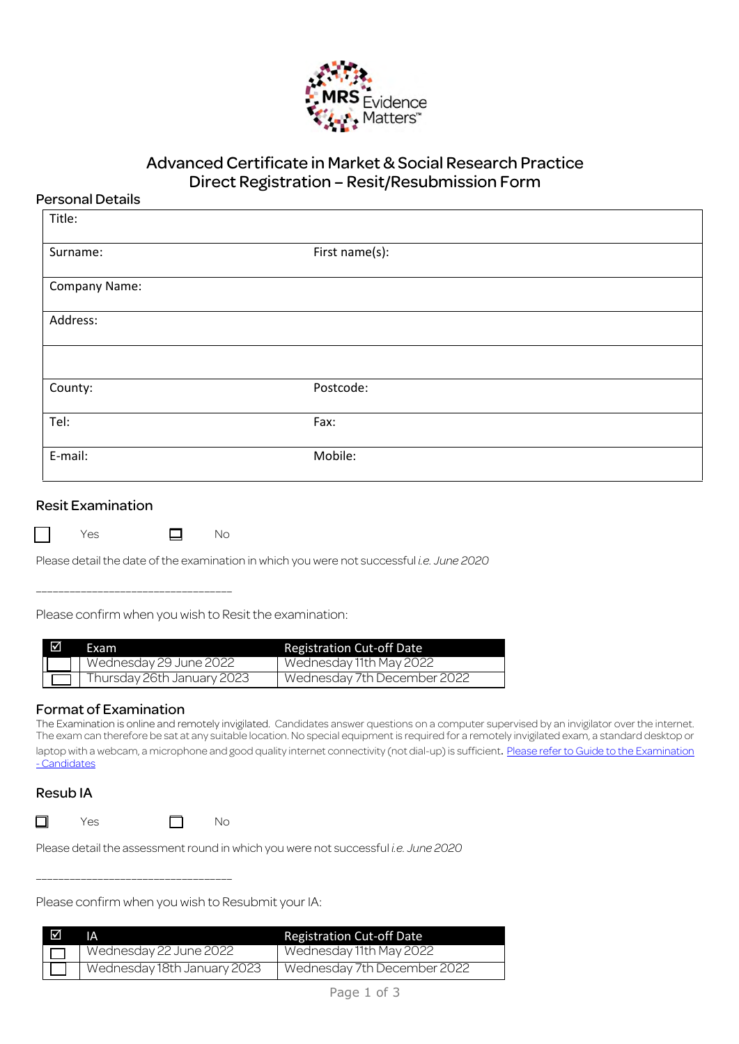# Advanced Certificate in Market & Social Research Practice
## Direct Registration – Resit/Resubmission Form

### Personal Details

| Title: | |
|---|---|
| Surname: | First name(s): |
| Company Name: | |
| Address: | |
| | |
| County: | Postcode: |
| Tel: | Fax: |
| E-mail: | Mobile: |

### Resit Examination

☐ Yes ☐ No

Please detail the date of the examination in which you were not successful *i.e. June 2020*

\_\_\_\_\_\_\_\_\_\_\_\_\_\_\_\_\_\_\_\_\_\_\_\_\_\_\_\_\_\_\_\_\_\_\_\_

Please confirm when you wish to Resit the examination:

| ☑ | Exam | Registration Cut-off Date |
|---|---|---|
| ☐ | Wednesday 29 June 2022 | Wednesday 11th May 2022 |
| ☐ | Thursday 26th January 2023 | Wednesday 7th December 2022 |

### Format of Examination

The Examination is online and remotely invigilated. Candidates answer questions on a computer supervised by an invigilator over the internet. The exam can therefore be sat at any suitable location. No special equipment is required for a remotely invigilated exam, a standard desktop or laptop with a webcam, a microphone and good quality internet connectivity (not dial-up) is sufficient. [Please refer to Guide to the Examination - Candidates]

### Resub IA

☐ Yes ☐ No

Please detail the assessment round in which you were not successful *i.e. June 2020*

\_\_\_\_\_\_\_\_\_\_\_\_\_\_\_\_\_\_\_\_\_\_\_\_\_\_\_\_\_\_\_\_\_\_\_\_

Please confirm when you wish to Resubmit your IA:

| ☑ | IA | Registration Cut-off Date |
|---|---|---|
| ☐ | Wednesday 22 June 2022 | Wednesday 11th May 2022 |
| ☐ | Wednesday 18th January 2023 | Wednesday 7th December 2022 |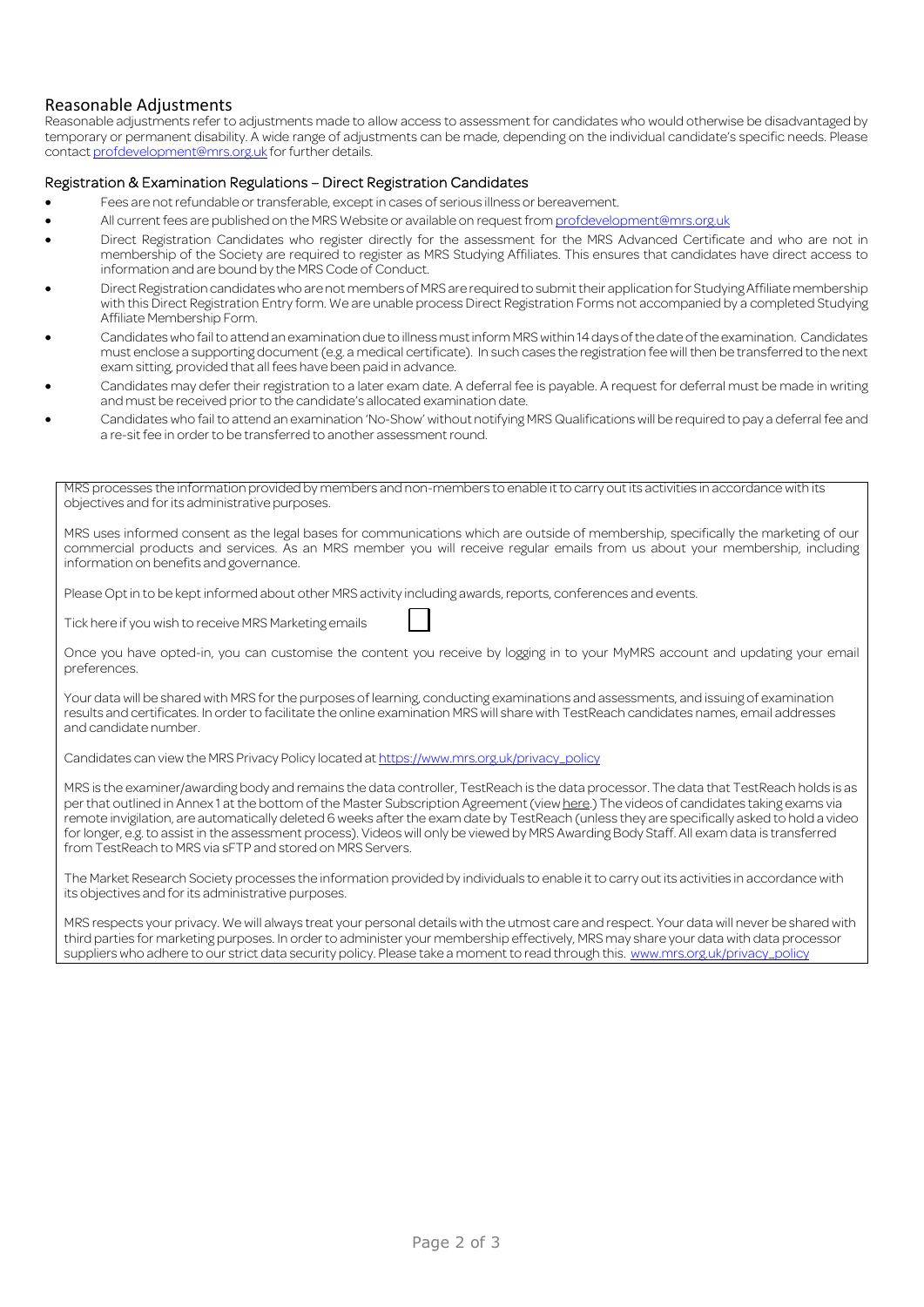## Reasonable Adjustments

Reasonable adjustments refer to adjustments made to allow access to assessment for candidates who would otherwise be disadvantaged by temporary or permanent disability. A wide range of adjustments can be made, depending on the individual candidate's specific needs. Please contact profdevelopment@mrs.org.uk for further details.

### Registration & Examination Regulations – Direct Registration Candidates

- Fees are not refundable or transferable, except in cases of serious illness or bereavement.
- All current fees are published on the MRS Website or available on request from profdevelopment@mrs.org.uk
- Direct Registration Candidates who register directly for the assessment for the MRS Advanced Certificate and who are not in membership of the Society are required to register as MRS Studying Affiliates. This ensures that candidates have direct access to information and are bound by the MRS Code of Conduct.
- Direct Registration candidates who are not members of MRS are required to submit their application for Studying Affiliate membership with this Direct Registration Entry form. We are unable process Direct Registration Forms not accompanied by a completed Studying Affiliate Membership Form.
- Candidates who fail to attend an examination due to illness must inform MRS within 14 days of the date of the examination. Candidates must enclose a supporting document (e.g. a medical certificate). In such cases the registration fee will then be transferred to the next exam sitting, provided that all fees have been paid in advance.
- Candidates may defer their registration to a later exam date. A deferral fee is payable. A request for deferral must be made in writing and must be received prior to the candidate's allocated examination date.
- Candidates who fail to attend an examination 'No-Show' without notifying MRS Qualifications will be required to pay a deferral fee and a re-sit fee in order to be transferred to another assessment round.

MRS processes the information provided by members and non-members to enable it to carry out its activities in accordance with its objectives and for its administrative purposes.

MRS uses informed consent as the legal bases for communications which are outside of membership, specifically the marketing of our commercial products and services. As an MRS member you will receive regular emails from us about your membership, including information on benefits and governance.

Please Opt in to be kept informed about other MRS activity including awards, reports, conferences and events.

Tick here if you wish to receive MRS Marketing emails ☐

Once you have opted-in, you can customise the content you receive by logging in to your MyMRS account and updating your email preferences.

Your data will be shared with MRS for the purposes of learning, conducting examinations and assessments, and issuing of examination results and certificates. In order to facilitate the online examination MRS will share with TestReach candidates names, email addresses and candidate number.

Candidates can view the MRS Privacy Policy located at https://www.mrs.org.uk/privacy_policy

MRS is the examiner/awarding body and remains the data controller, TestReach is the data processor. The data that TestReach holds is as per that outlined in Annex 1 at the bottom of the Master Subscription Agreement (view here.) The videos of candidates taking exams via remote invigilation, are automatically deleted 6 weeks after the exam date by TestReach (unless they are specifically asked to hold a video for longer, e.g. to assist in the assessment process). Videos will only be viewed by MRS Awarding Body Staff. All exam data is transferred from TestReach to MRS via sFTP and stored on MRS Servers.

The Market Research Society processes the information provided by individuals to enable it to carry out its activities in accordance with its objectives and for its administrative purposes.

MRS respects your privacy. We will always treat your personal details with the utmost care and respect. Your data will never be shared with third parties for marketing purposes. In order to administer your membership effectively, MRS may share your data with data processor suppliers who adhere to our strict data security policy. Please take a moment to read through this. www.mrs.org.uk/privacy_policy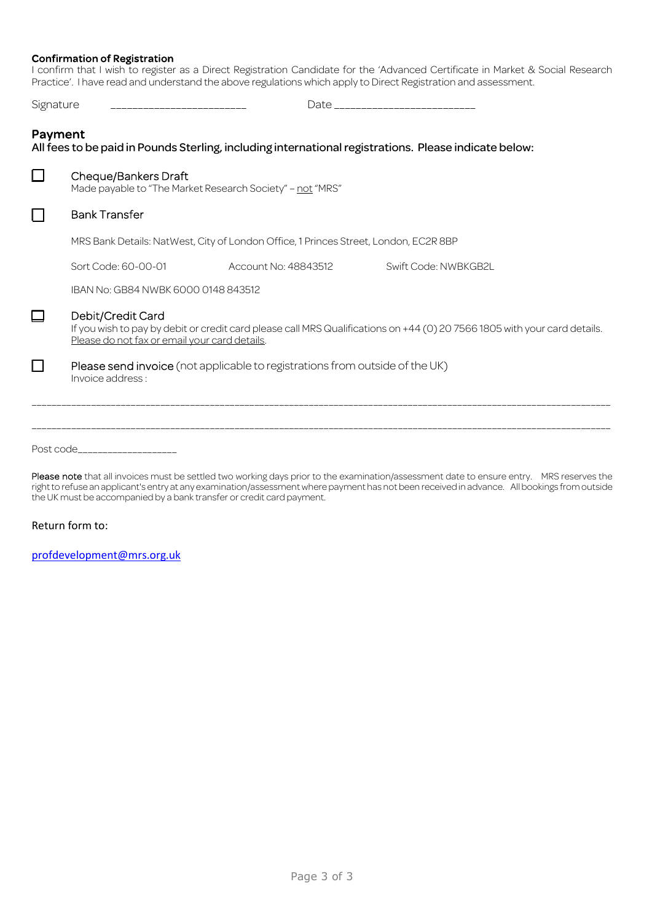**Confirmation of Registration**

I confirm that I wish to register as a Direct Registration Candidate for the 'Advanced Certificate in Market & Social Research Practice'. I have read and understand the above regulations which apply to Direct Registration and assessment.

Signature ________________________ Date ________________________

## Payment

All fees to be paid in Pounds Sterling, including international registrations. Please indicate below:

☐ Cheque/Bankers Draft
Made payable to "The Market Research Society" – not "MRS"

☐ Bank Transfer

MRS Bank Details: NatWest, City of London Office, 1 Princes Street, London, EC2R 8BP

Sort Code: 60-00-01 Account No: 48843512 Swift Code: NWBKGB2L

IBAN No: GB84 NWBK 6000 0148 843512

☐ Debit/Credit Card
If you wish to pay by debit or credit card please call MRS Qualifications on +44 (0) 20 7566 1805 with your card details. Please do not fax or email your card details.

☐ Please send invoice (not applicable to registrations from outside of the UK)
Invoice address :

______________________________________________________________________________________________________

______________________________________________________________________________________________________

Post code___________________

Please note that all invoices must be settled two working days prior to the examination/assessment date to ensure entry. MRS reserves the right to refuse an applicant's entry at any examination/assessment where payment has not been received in advance. All bookings from outside the UK must be accompanied by a bank transfer or credit card payment.

Return form to:

profdevelopment@mrs.org.uk